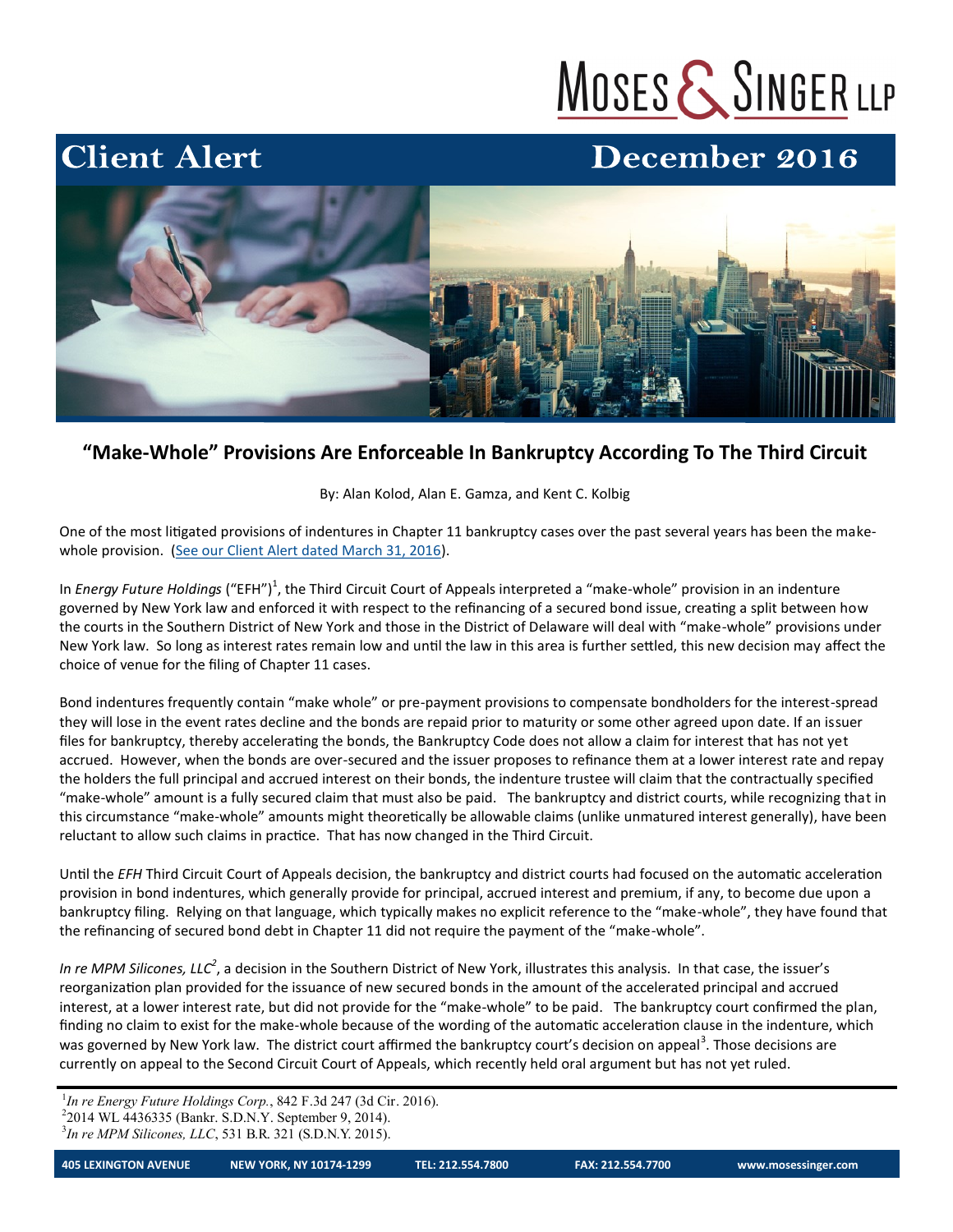# Client Alert

December 2016

## "Make-Whole" Provisions Are Enforceable In Bankruptcy According To The Third Circuit

By: Alan Kolod, Alan E. Gamza, and Kent C. Kolbig

One of the most litigated provisions of indentures in Chapter 11 bankruptcy cases over the past several years has been the make-whole provision. (See our Client Alert dated March 31, 2016).

In *Energy Future Holdings* ("EFH")[1], the Third Circuit Court of Appeals interpreted a "make-whole" provision in an indenture governed by New York law and enforced it with respect to the refinancing of a secured bond issue, creating a split between how the courts in the Southern District of New York and those in the District of Delaware will deal with "make-whole" provisions under New York law. So long as interest rates remain low and until the law in this area is further settled, this new decision may affect the choice of venue for the filing of Chapter 11 cases.

Bond indentures frequently contain "make whole" or pre-payment provisions to compensate bondholders for the interest-spread they will lose in the event rates decline and the bonds are repaid prior to maturity or some other agreed upon date. If an issuer files for bankruptcy, thereby accelerating the bonds, the Bankruptcy Code does not allow a claim for interest that has not yet accrued. However, when the bonds are over-secured and the issuer proposes to refinance them at a lower interest rate and repay the holders the full principal and accrued interest on their bonds, the indenture trustee will claim that the contractually specified "make-whole" amount is a fully secured claim that must also be paid. The bankruptcy and district courts, while recognizing that in this circumstance "make-whole" amounts might theoretically be allowable claims (unlike unmatured interest generally), have been reluctant to allow such claims in practice. That has now changed in the Third Circuit.

Until the *EFH* Third Circuit Court of Appeals decision, the bankruptcy and district courts had focused on the automatic acceleration provision in bond indentures, which generally provide for principal, accrued interest and premium, if any, to become due upon a bankruptcy filing. Relying on that language, which typically makes no explicit reference to the "make-whole", they have found that the refinancing of secured bond debt in Chapter 11 did not require the payment of the "make-whole".

*In re MPM Silicones, LLC*[2], a decision in the Southern District of New York, illustrates this analysis. In that case, the issuer's reorganization plan provided for the issuance of new secured bonds in the amount of the accelerated principal and accrued interest, at a lower interest rate, but did not provide for the "make-whole" to be paid. The bankruptcy court confirmed the plan, finding no claim to exist for the make-whole because of the wording of the automatic acceleration clause in the indenture, which was governed by New York law. The district court affirmed the bankruptcy court's decision on appeal[3]. Those decisions are currently on appeal to the Second Circuit Court of Appeals, which recently held oral argument but has not yet ruled.

---

[1] *In re Energy Future Holdings Corp.*, 842 F.3d 247 (3d Cir. 2016).

[2] 2014 WL 4436335 (Bankr. S.D.N.Y. September 9, 2014).

[3] *In re MPM Silicones, LLC*, 531 B.R. 321 (S.D.N.Y. 2015).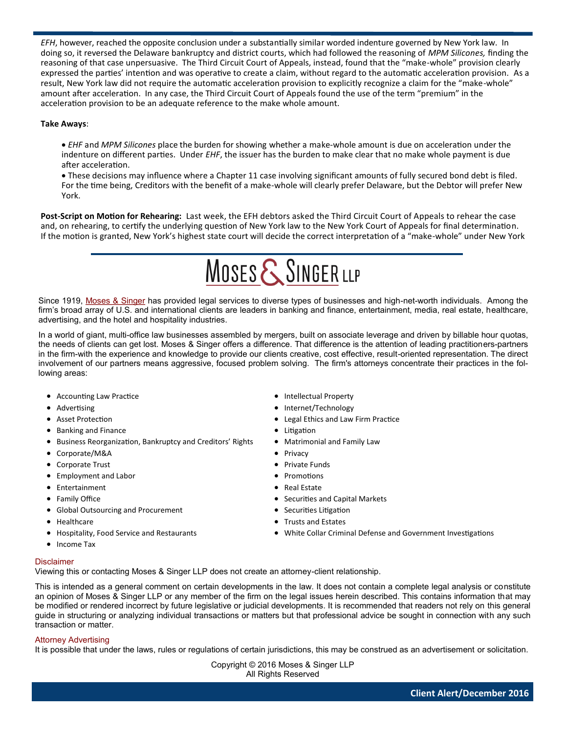*EFH*, however, reached the opposite conclusion under a substantially similar worded indenture governed by New York law. In doing so, it reversed the Delaware bankruptcy and district courts, which had followed the reasoning of *MPM Silicones,* finding the reasoning of that case unpersuasive. The Third Circuit Court of Appeals, instead, found that the "make-whole" provision clearly expressed the parties' intention and was operative to create a claim, without regard to the automatic acceleration provision. As a result, New York law did not require the automatic acceleration provision to explicitly recognize a claim for the "make-whole" amount after acceleration. In any case, the Third Circuit Court of Appeals found the use of the term "premium" in the acceleration provision to be an adequate reference to the make whole amount.

**Take Aways**:

- *EHF* and *MPM Silicones* place the burden for showing whether a make-whole amount is due on acceleration under the indenture on different parties. Under *EHF*, the issuer has the burden to make clear that no make whole payment is due after acceleration.
- These decisions may influence where a Chapter 11 case involving significant amounts of fully secured bond debt is filed. For the time being, Creditors with the benefit of a make-whole will clearly prefer Delaware, but the Debtor will prefer New York.

**Post-Script on Motion for Rehearing:** Last week, the EFH debtors asked the Third Circuit Court of Appeals to rehear the case and, on rehearing, to certify the underlying question of New York law to the New York Court of Appeals for final determination. If the motion is granted, New York's highest state court will decide the correct interpretation of a "make-whole" under New York

MOSES & SINGER LLP

Since 1919, Moses & Singer has provided legal services to diverse types of businesses and high-net-worth individuals. Among the firm's broad array of U.S. and international clients are leaders in banking and finance, entertainment, media, real estate, healthcare, advertising, and the hotel and hospitality industries.

In a world of giant, multi-office law businesses assembled by mergers, built on associate leverage and driven by billable hour quotas, the needs of clients can get lost. Moses & Singer offers a difference. That difference is the attention of leading practitioners-partners in the firm-with the experience and knowledge to provide our clients creative, cost effective, result-oriented representation. The direct involvement of our partners means aggressive, focused problem solving. The firm's attorneys concentrate their practices in the following areas:

- Accounting Law Practice
- Advertising
- Asset Protection
- Banking and Finance
- Business Reorganization, Bankruptcy and Creditors' Rights
- Corporate/M&A
- Corporate Trust
- Employment and Labor
- Entertainment
- Family Office
- Global Outsourcing and Procurement
- Healthcare
- Hospitality, Food Service and Restaurants
- Income Tax
- Intellectual Property
- Internet/Technology
- Legal Ethics and Law Firm Practice
- Litigation
- Matrimonial and Family Law
- Privacy
- Private Funds
- Promotions
- Real Estate
- Securities and Capital Markets
- Securities Litigation
- Trusts and Estates
- White Collar Criminal Defense and Government Investigations

Disclaimer

Viewing this or contacting Moses & Singer LLP does not create an attorney-client relationship.

This is intended as a general comment on certain developments in the law. It does not contain a complete legal analysis or constitute an opinion of Moses & Singer LLP or any member of the firm on the legal issues herein described. This contains information that may be modified or rendered incorrect by future legislative or judicial developments. It is recommended that readers not rely on this general guide in structuring or analyzing individual transactions or matters but that professional advice be sought in connection with any such transaction or matter.

Attorney Advertising

It is possible that under the laws, rules or regulations of certain jurisdictions, this may be construed as an advertisement or solicitation.

Copyright © 2016 Moses & Singer LLP
All Rights Reserved